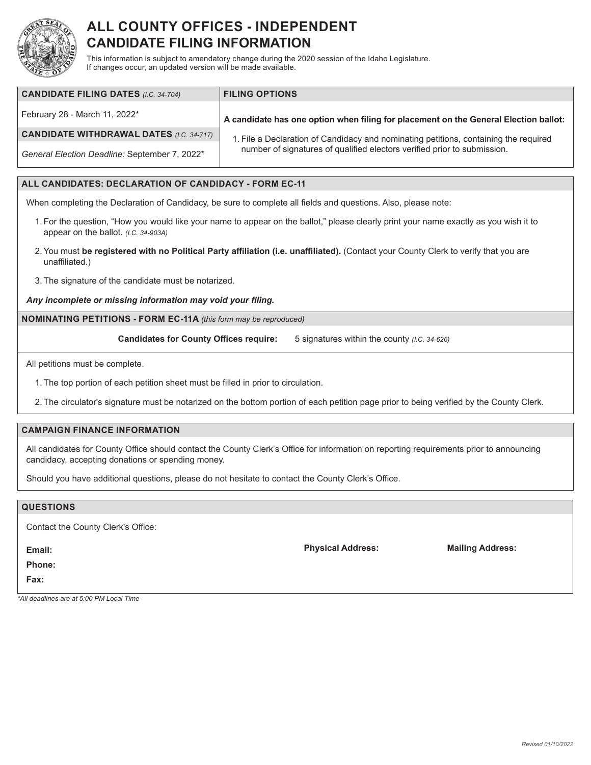# ALL COUNTY OFFICES - INDEPENDENT CANDIDATE FILING INFORMATION

This information is subject to amendatory change during the 2020 session of the Idaho Legislature. If changes occur, an updated version will be made available.

| **CANDIDATE FILING DATES** *(I.C. 34-704)* | **FILING OPTIONS** |
|---|---|
| February 28 - March 11, 2022* | **A candidate has one option when filing for placement on the General Election ballot:** |
| **CANDIDATE WITHDRAWAL DATES** *(I.C. 34-717)* | 1. File a Declaration of Candidacy and nominating petitions, containing the required number of signatures of qualified electors verified prior to submission. |
| *General Election Deadline:* September 7, 2022* | |

## ALL CANDIDATES: DECLARATION OF CANDIDACY - FORM EC-11

When completing the Declaration of Candidacy, be sure to complete all fields and questions. Also, please note:

1. For the question, "How you would like your name to appear on the ballot," please clearly print your name exactly as you wish it to appear on the ballot. *(I.C. 34-903A)*
2. You must **be registered with no Political Party affiliation (i.e. unaffiliated).** (Contact your County Clerk to verify that you are unaffiliated.)
3. The signature of the candidate must be notarized.

***Any incomplete or missing information may void your filing.***

## NOMINATING PETITIONS - FORM EC-11A *(this form may be reproduced)*

**Candidates for County Offices require:** 5 signatures within the county *(I.C. 34-626)*

All petitions must be complete.

1. The top portion of each petition sheet must be filled in prior to circulation.
2. The circulator's signature must be notarized on the bottom portion of each petition page prior to being verified by the County Clerk.

## CAMPAIGN FINANCE INFORMATION

All candidates for County Office should contact the County Clerk's Office for information on reporting requirements prior to announcing candidacy, accepting donations or spending money.

Should you have additional questions, please do not hesitate to contact the County Clerk's Office.

## QUESTIONS

Contact the County Clerk's Office:

**Email:**

**Phone:**

**Fax:**

**Physical Address:**

**Mailing Address:**

*\*All deadlines are at 5:00 PM Local Time*

Revised 01/10/2022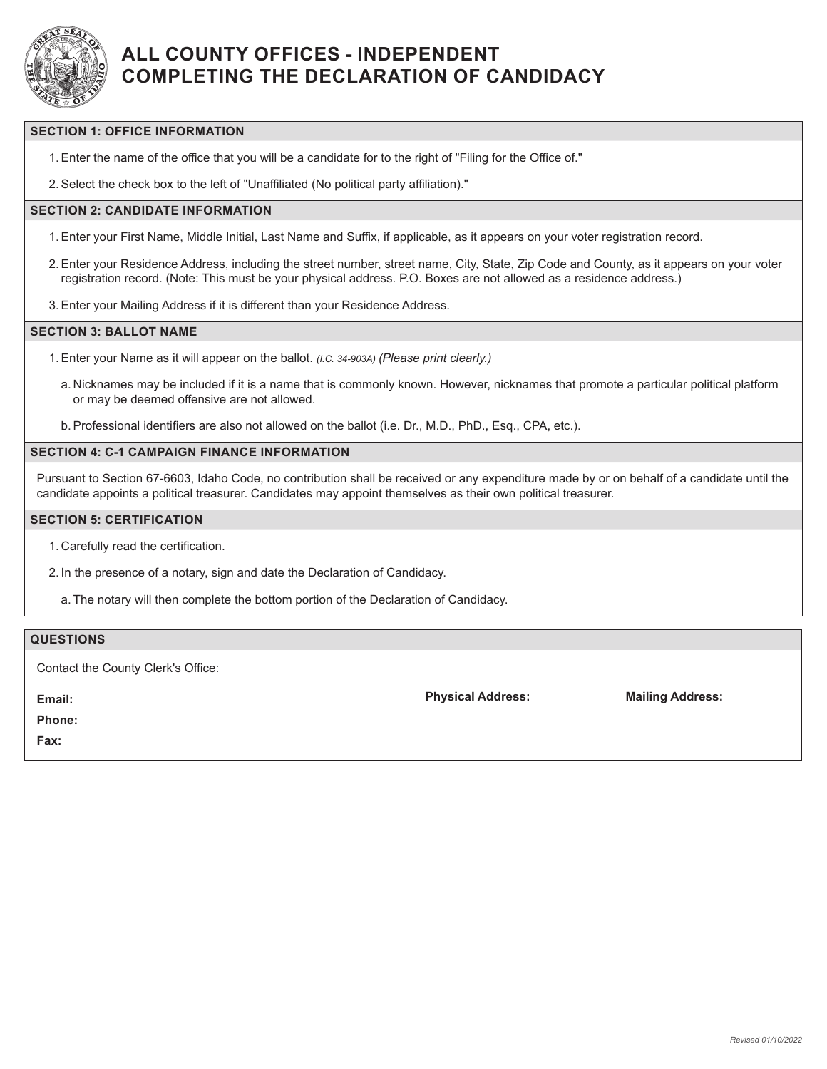# ALL COUNTY OFFICES - INDEPENDENT
# COMPLETING THE DECLARATION OF CANDIDACY

## SECTION 1: OFFICE INFORMATION

1. Enter the name of the office that you will be a candidate for to the right of "Filing for the Office of."
2. Select the check box to the left of "Unaffiliated (No political party affiliation)."

## SECTION 2: CANDIDATE INFORMATION

1. Enter your First Name, Middle Initial, Last Name and Suffix, if applicable, as it appears on your voter registration record.
2. Enter your Residence Address, including the street number, street name, City, State, Zip Code and County, as it appears on your voter registration record. (Note: This must be your physical address. P.O. Boxes are not allowed as a residence address.)
3. Enter your Mailing Address if it is different than your Residence Address.

## SECTION 3: BALLOT NAME

1. Enter your Name as it will appear on the ballot. *(I.C. 34-903A)* *(Please print clearly.)*
   a. Nicknames may be included if it is a name that is commonly known. However, nicknames that promote a particular political platform or may be deemed offensive are not allowed.
   b. Professional identifiers are also not allowed on the ballot (i.e. Dr., M.D., PhD., Esq., CPA, etc.).

## SECTION 4: C-1 CAMPAIGN FINANCE INFORMATION

Pursuant to Section 67-6603, Idaho Code, no contribution shall be received or any expenditure made by or on behalf of a candidate until the candidate appoints a political treasurer. Candidates may appoint themselves as their own political treasurer.

## SECTION 5: CERTIFICATION

1. Carefully read the certification.
2. In the presence of a notary, sign and date the Declaration of Candidacy.
   a. The notary will then complete the bottom portion of the Declaration of Candidacy.

## QUESTIONS

Contact the County Clerk's Office:

**Email:**

**Phone:**

**Fax:**

**Physical Address:**

**Mailing Address:**

*Revised 01/10/2022*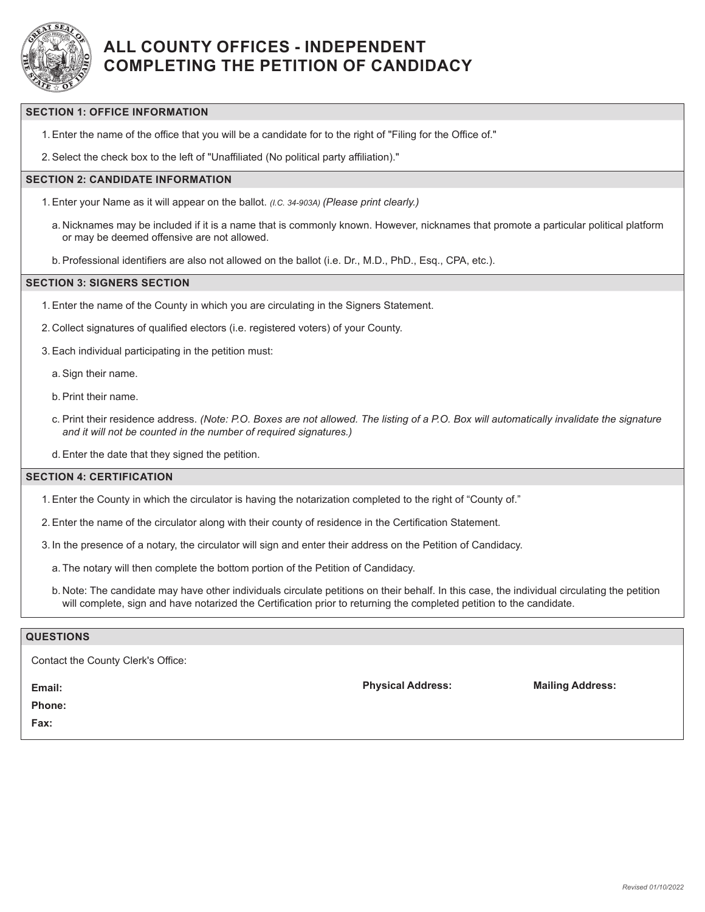# ALL COUNTY OFFICES - INDEPENDENT
# COMPLETING THE PETITION OF CANDIDACY

## SECTION 1: OFFICE INFORMATION

1. Enter the name of the office that you will be a candidate for to the right of "Filing for the Office of."
2. Select the check box to the left of "Unaffiliated (No political party affiliation)."

## SECTION 2: CANDIDATE INFORMATION

1. Enter your Name as it will appear on the ballot. *(I.C. 34-903A)* *(Please print clearly.)*
   a. Nicknames may be included if it is a name that is commonly known. However, nicknames that promote a particular political platform or may be deemed offensive are not allowed.
   b. Professional identifiers are also not allowed on the ballot (i.e. Dr., M.D., PhD., Esq., CPA, etc.).

## SECTION 3: SIGNERS SECTION

1. Enter the name of the County in which you are circulating in the Signers Statement.
2. Collect signatures of qualified electors (i.e. registered voters) of your County.
3. Each individual participating in the petition must:
   a. Sign their name.
   b. Print their name.
   c. Print their residence address. *(Note: P.O. Boxes are not allowed. The listing of a P.O. Box will automatically invalidate the signature and it will not be counted in the number of required signatures.)*
   d. Enter the date that they signed the petition.

## SECTION 4: CERTIFICATION

1. Enter the County in which the circulator is having the notarization completed to the right of "County of."
2. Enter the name of the circulator along with their county of residence in the Certification Statement.
3. In the presence of a notary, the circulator will sign and enter their address on the Petition of Candidacy.
   a. The notary will then complete the bottom portion of the Petition of Candidacy.
   b. Note: The candidate may have other individuals circulate petitions on their behalf. In this case, the individual circulating the petition will complete, sign and have notarized the Certification prior to returning the completed petition to the candidate.

## QUESTIONS

Contact the County Clerk's Office:

**Email:**

**Phone:**

**Fax:**

**Physical Address:**

**Mailing Address:**

*Revised 01/10/2022*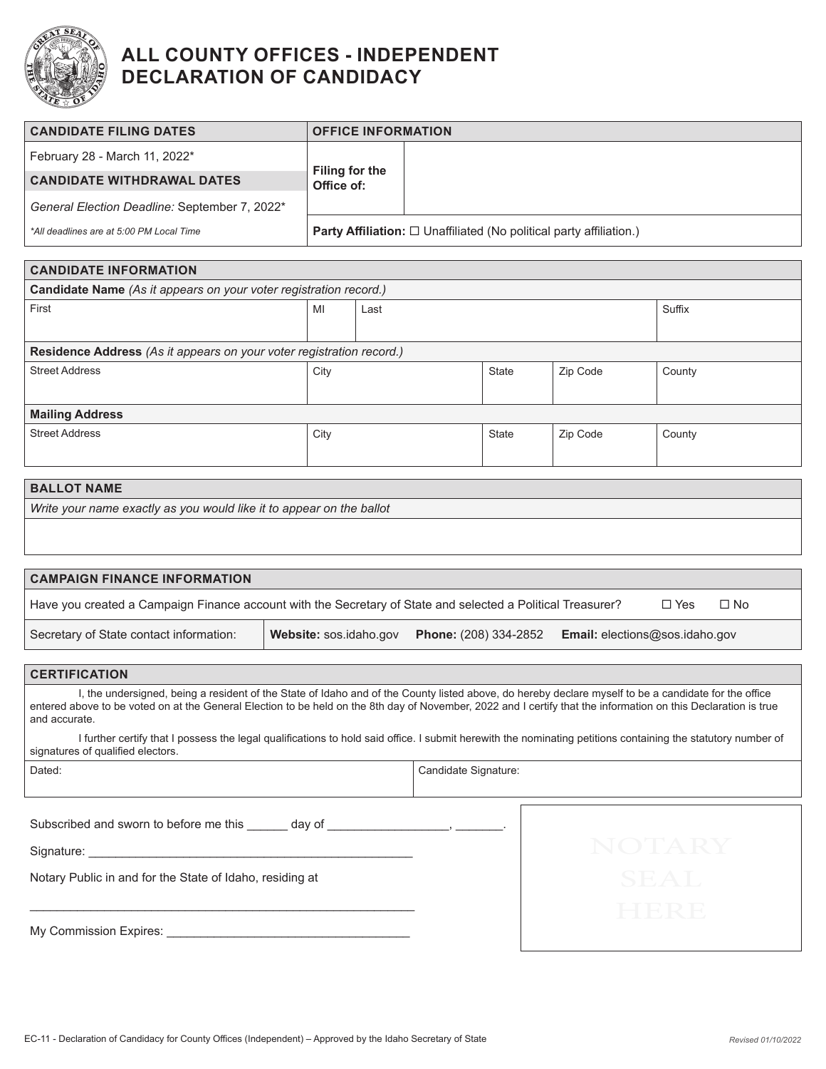# ALL COUNTY OFFICES - INDEPENDENT DECLARATION OF CANDIDACY

| CANDIDATE FILING DATES | OFFICE INFORMATION | |
|---|---|---|
| February 28 - March 11, 2022* | **Filing for the Office of:** | |
| **CANDIDATE WITHDRAWAL DATES** | | |
| *General Election Deadline:* September 7, 2022* | | |
| *\*All deadlines are at 5:00 PM Local Time* | **Party Affiliation:** ☐ Unaffiliated (No political party affiliation.) | |

## CANDIDATE INFORMATION

**Candidate Name** *(As it appears on your voter registration record.)*

| First | MI | Last | Suffix |
|---|---|---|---|
| | | | |

**Residence Address** *(As it appears on your voter registration record.)*

| Street Address | City | State | Zip Code | County |
|---|---|---|---|---|
| | | | | |

**Mailing Address**

| Street Address | City | State | Zip Code | County |
|---|---|---|---|---|
| | | | | |

## BALLOT NAME

*Write your name exactly as you would like it to appear on the ballot*

## CAMPAIGN FINANCE INFORMATION

Have you created a Campaign Finance account with the Secretary of State and selected a Political Treasurer? ☐ Yes ☐ No

Secretary of State contact information: **Website:** sos.idaho.gov **Phone:** (208) 334-2852 **Email:** elections@sos.idaho.gov

## CERTIFICATION

I, the undersigned, being a resident of the State of Idaho and of the County listed above, do hereby declare myself to be a candidate for the office entered above to be voted on at the General Election to be held on the 8th day of November, 2022 and I certify that the information on this Declaration is true and accurate.

I further certify that I possess the legal qualifications to hold said office. I submit herewith the nominating petitions containing the statutory number of signatures of qualified electors.

| Dated: | Candidate Signature: |
|---|---|
| | |

Subscribed and sworn to before me this ______ day of __________________, _______.

Signature: _______________________________________________

Notary Public in and for the State of Idaho, residing at

_________________________________________________________

My Commission Expires: ___________________________________

NOTARY SEAL HERE

EC-11 - Declaration of Candidacy for County Offices (Independent) – Approved by the Idaho Secretary of State

*Revised 01/10/2022*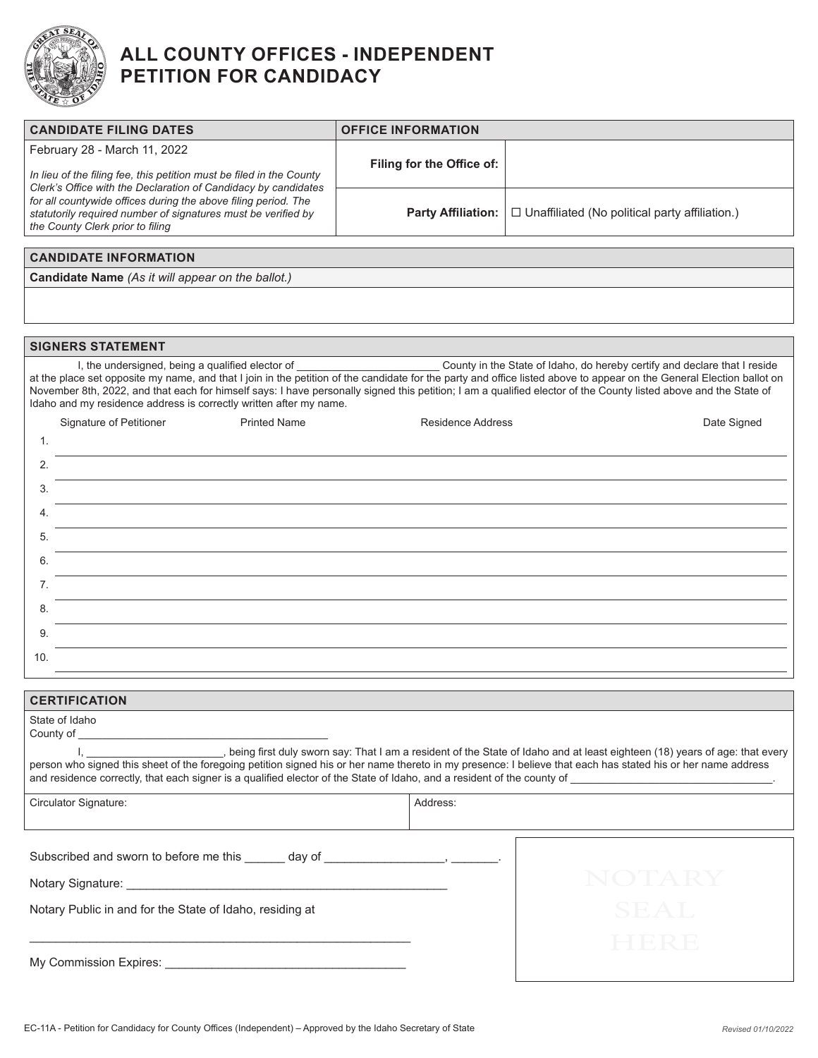# ALL COUNTY OFFICES - INDEPENDENT PETITION FOR CANDIDACY

| CANDIDATE FILING DATES | OFFICE INFORMATION | |
|---|---|---|
| February 28 - March 11, 2022 | **Filing for the Office of:** | |
| *In lieu of the filing fee, this petition must be filed in the County Clerk's Office with the Declaration of Candidacy by candidates for all countywide offices during the above filing period. The statutorily required number of signatures must be verified by the County Clerk prior to filing* | **Party Affiliation:** | ☐ Unaffiliated (No political party affiliation.) |

## CANDIDATE INFORMATION

**Candidate Name** *(As it will appear on the ballot.)*

## SIGNERS STATEMENT

I, the undersigned, being a qualified elector of _______________________ County in the State of Idaho, do hereby certify and declare that I reside at the place set opposite my name, and that I join in the petition of the candidate for the party and office listed above to appear on the General Election ballot on November 8th, 2022, and that each for himself says: I have personally signed this petition; I am a qualified elector of the County listed above and the State of Idaho and my residence address is correctly written after my name.

| | Signature of Petitioner | Printed Name | Residence Address | Date Signed |
|---|---|---|---|---|
| 1. | | | | |
| 2. | | | | |
| 3. | | | | |
| 4. | | | | |
| 5. | | | | |
| 6. | | | | |
| 7. | | | | |
| 8. | | | | |
| 9. | | | | |
| 10. | | | | |

## CERTIFICATION

State of Idaho
County of ________________________________________

I, ______________________, being first duly sworn say: That I am a resident of the State of Idaho and at least eighteen (18) years of age: that every person who signed this sheet of the foregoing petition signed his or her name thereto in my presence: I believe that each has stated his or her name address and residence correctly, that each signer is a qualified elector of the State of Idaho, and a resident of the county of _________________________________.

| Circulator Signature: | Address: |
|---|---|
| | |

Subscribed and sworn to before me this ______ day of _________________, _______.

Notary Signature: _______________________________________________

Notary Public in and for the State of Idaho, residing at

________________________________________________________

My Commission Expires: ___________________________________

NOTARY SEAL HERE

EC-11A - Petition for Candidacy for County Offices (Independent) – Approved by the Idaho Secretary of State

*Revised 01/10/2022*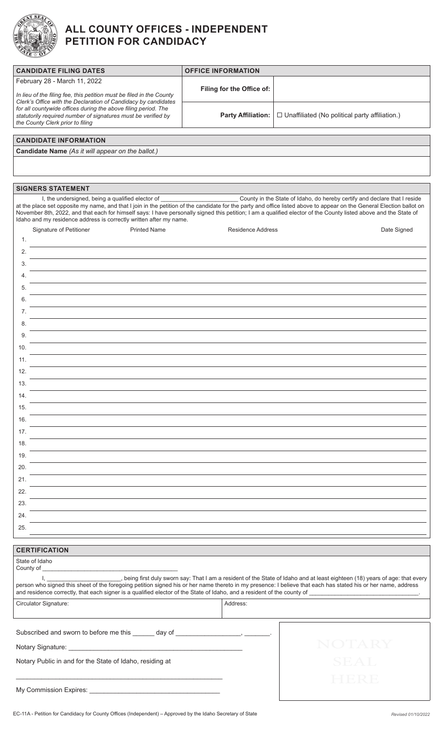# ALL COUNTY OFFICES - INDEPENDENT PETITION FOR CANDIDACY

| CANDIDATE FILING DATES | OFFICE INFORMATION | |
|---|---|---|
| February 28 - March 11, 2022<br>*In lieu of the filing fee, this petition must be filed in the County Clerk's Office with the Declaration of Candidacy by candidates for all countywide offices during the above filing period. The statutorily required number of signatures must be verified by the County Clerk prior to filing* | **Filing for the Office of:** | |
| | **Party Affiliation:** | ☐ Unaffiliated (No political party affiliation.) |

## CANDIDATE INFORMATION

**Candidate Name** *(As it will appear on the ballot.)*

## SIGNERS STATEMENT

I, the undersigned, being a qualified elector of ______________________ County in the State of Idaho, do hereby certify and declare that I reside at the place set opposite my name, and that I join in the petition of the candidate for the party and office listed above to appear on the General Election ballot on November 8th, 2022, and that each for himself says: I have personally signed this petition; I am a qualified elector of the County listed above and the State of Idaho and my residence address is correctly written after my name.

| | Signature of Petitioner | Printed Name | Residence Address | Date Signed |
|---|---|---|---|---|
| 1. | | | | |
| 2. | | | | |
| 3. | | | | |
| 4. | | | | |
| 5. | | | | |
| 6. | | | | |
| 7. | | | | |
| 8. | | | | |
| 9. | | | | |
| 10. | | | | |
| 11. | | | | |
| 12. | | | | |
| 13. | | | | |
| 14. | | | | |
| 15. | | | | |
| 16. | | | | |
| 17. | | | | |
| 18. | | | | |
| 19. | | | | |
| 20. | | | | |
| 21. | | | | |
| 22. | | | | |
| 23. | | | | |
| 24. | | | | |
| 25. | | | | |

## CERTIFICATION

State of Idaho
County of ______________________________________

I, ______________________, being first duly sworn say: That I am a resident of the State of Idaho and at least eighteen (18) years of age: that every person who signed this sheet of the foregoing petition signed his or her name thereto in my presence: I believe that each has stated his or her name, address and residence correctly, that each signer is a qualified elector of the State of Idaho, and a resident of the county of ______________________________.

| Circulator Signature: | Address: |
|---|---|

Subscribed and sworn to before me this ______ day of _________________, _______.

Notary Signature: ______________________________________________

Notary Public in and for the State of Idaho, residing at

________________________________________________________

My Commission Expires: __________________________________

NOTARY SEAL HERE

EC-11A - Petition for Candidacy for County Offices (Independent) – Approved by the Idaho Secretary of State

*Revised 01/10/2022*